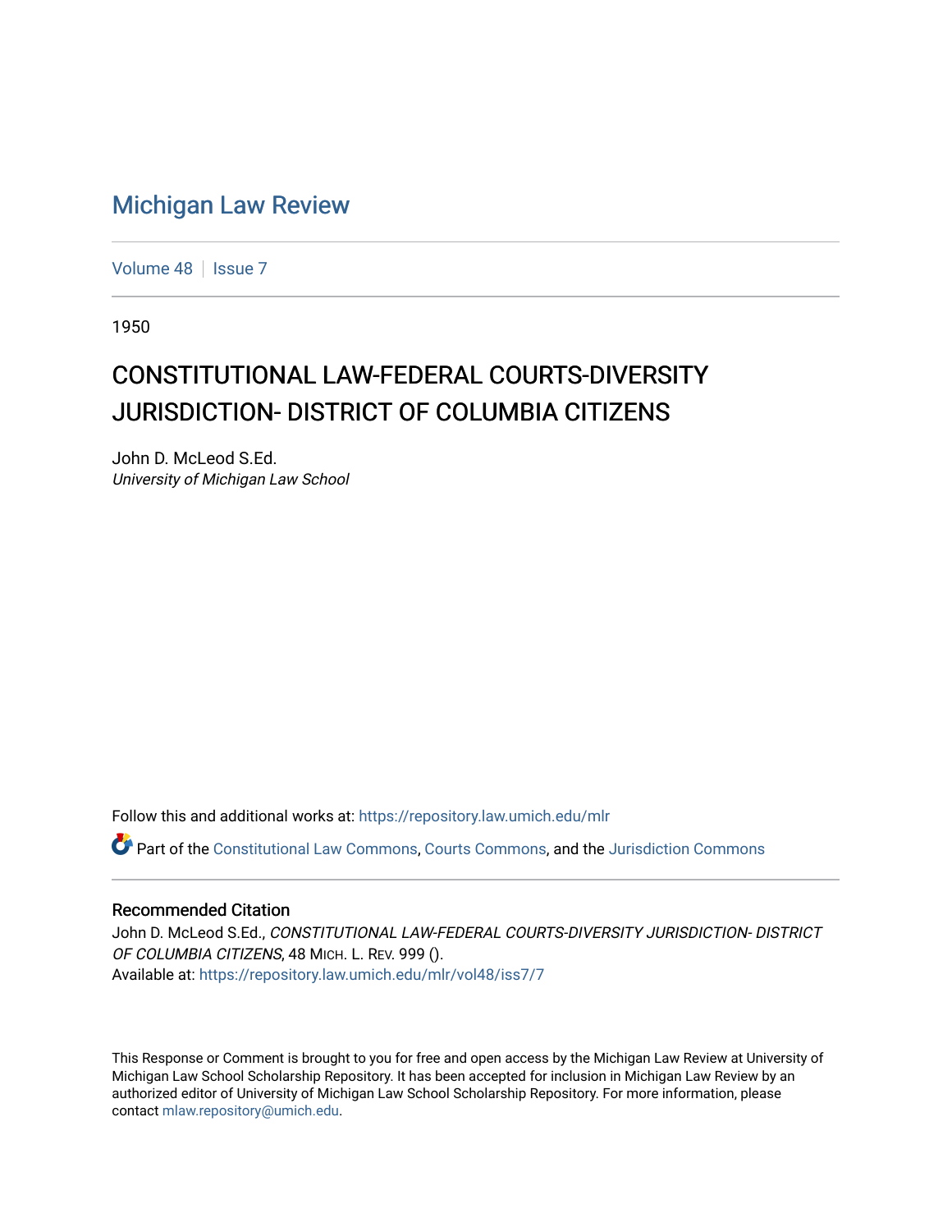# Michigan Law Review

Volume 48 | Issue 7

1950

## CONSTITUTIONAL LAW-FEDERAL COURTS-DIVERSITY JURISDICTION- DISTRICT OF COLUMBIA CITIZENS

John D. McLeod S.Ed.
*University of Michigan Law School*

Follow this and additional works at: https://repository.law.umich.edu/mlr

Part of the Constitutional Law Commons, Courts Commons, and the Jurisdiction Commons

### Recommended Citation

John D. McLeod S.Ed., *CONSTITUTIONAL LAW-FEDERAL COURTS-DIVERSITY JURISDICTION- DISTRICT OF COLUMBIA CITIZENS*, 48 MICH. L. REV. 999 ().
Available at: https://repository.law.umich.edu/mlr/vol48/iss7/7

This Response or Comment is brought to you for free and open access by the Michigan Law Review at University of Michigan Law School Scholarship Repository. It has been accepted for inclusion in Michigan Law Review by an authorized editor of University of Michigan Law School Scholarship Repository. For more information, please contact mlaw.repository@umich.edu.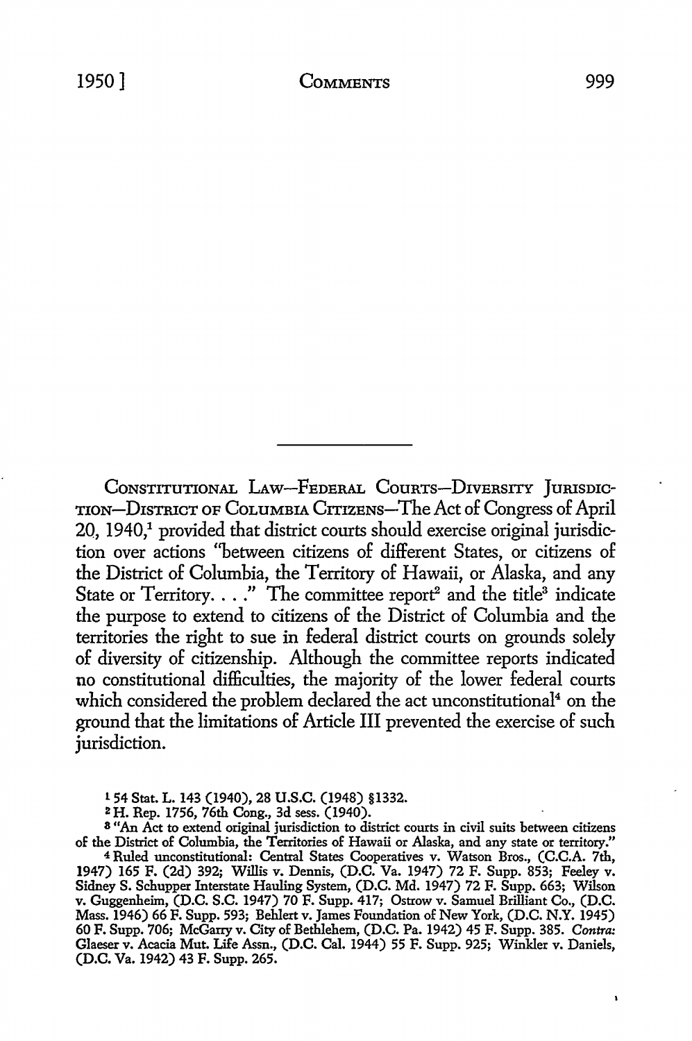---

CONSTITUTIONAL LAW—FEDERAL COURTS—DIVERSITY JURISDICTION—DISTRICT OF COLUMBIA CITIZENS—The Act of Congress of April 20, 1940,[1] provided that district courts should exercise original jurisdiction over actions "between citizens of different States, or citizens of the District of Columbia, the Territory of Hawaii, or Alaska, and any State or Territory. . . ." The committee report[2] and the title[3] indicate the purpose to extend to citizens of the District of Columbia and the territories the right to sue in federal district courts on grounds solely of diversity of citizenship. Although the committee reports indicated no constitutional difficulties, the majority of the lower federal courts which considered the problem declared the act unconstitutional[4] on the ground that the limitations of Article III prevented the exercise of such jurisdiction.

[1] 54 Stat. L. 143 (1940), 28 U.S.C. (1948) §1332.

[2] H. Rep. 1756, 76th Cong., 3d sess. (1940).

[3] "An Act to extend original jurisdiction to district courts in civil suits between citizens of the District of Columbia, the Territories of Hawaii or Alaska, and any state or territory."

[4] Ruled unconstitutional: Central States Cooperatives v. Watson Bros., (C.C.A. 7th, 1947) 165 F. (2d) 392; Willis v. Dennis, (D.C. Va. 1947) 72 F. Supp. 853; Feeley v. Sidney S. Schupper Interstate Hauling System, (D.C. Md. 1947) 72 F. Supp. 663; Wilson v. Guggenheim, (D.C. S.C. 1947) 70 F. Supp. 417; Ostrow v. Samuel Brilliant Co., (D.C. Mass. 1946) 66 F. Supp. 593; Behlert v. James Foundation of New York, (D.C. N.Y. 1945) 60 F. Supp. 706; McGarry v. City of Bethlehem, (D.C. Pa. 1942) 45 F. Supp. 385. *Contra:* Glaeser v. Acacia Mut. Life Assn., (D.C. Cal. 1944) 55 F. Supp. 925; Winkler v. Daniels, (D.C. Va. 1942) 43 F. Supp. 265.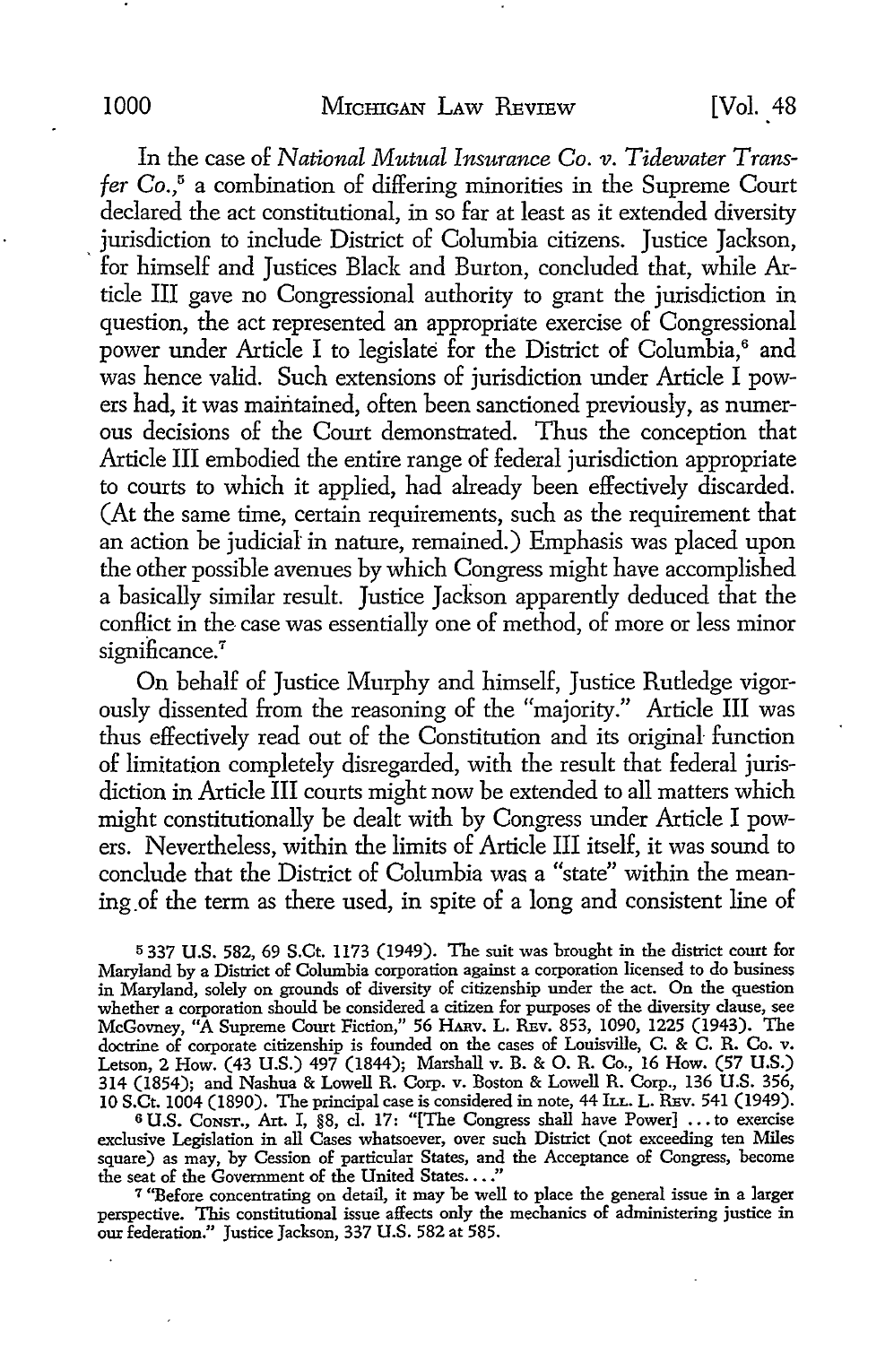In the case of *National Mutual Insurance Co. v. Tidewater Transfer Co.*,[5] a combination of differing minorities in the Supreme Court declared the act constitutional, in so far at least as it extended diversity jurisdiction to include District of Columbia citizens. Justice Jackson, for himself and Justices Black and Burton, concluded that, while Article III gave no Congressional authority to grant the jurisdiction in question, the act represented an appropriate exercise of Congressional power under Article I to legislate for the District of Columbia,[6] and was hence valid. Such extensions of jurisdiction under Article I powers had, it was maintained, often been sanctioned previously, as numerous decisions of the Court demonstrated. Thus the conception that Article III embodied the entire range of federal jurisdiction appropriate to courts to which it applied, had already been effectively discarded. (At the same time, certain requirements, such as the requirement that an action be judicial in nature, remained.) Emphasis was placed upon the other possible avenues by which Congress might have accomplished a basically similar result. Justice Jackson apparently deduced that the conflict in the case was essentially one of method, of more or less minor significance.[7]

On behalf of Justice Murphy and himself, Justice Rutledge vigorously dissented from the reasoning of the "majority." Article III was thus effectively read out of the Constitution and its original function of limitation completely disregarded, with the result that federal jurisdiction in Article III courts might now be extended to all matters which might constitutionally be dealt with by Congress under Article I powers. Nevertheless, within the limits of Article III itself, it was sound to conclude that the District of Columbia was a "state" within the meaning of the term as there used, in spite of a long and consistent line of

---

[5] 337 U.S. 582, 69 S.Ct. 1173 (1949). The suit was brought in the district court for Maryland by a District of Columbia corporation against a corporation licensed to do business in Maryland, solely on grounds of diversity of citizenship under the act. On the question whether a corporation should be considered a citizen for purposes of the diversity clause, see McGovney, "A Supreme Court Fiction," 56 Harv. L. Rev. 853, 1090, 1225 (1943). The doctrine of corporate citizenship is founded on the cases of Louisville, C. & C. R. Co. v. Letson, 2 How. (43 U.S.) 497 (1844); Marshall v. B. & O. R. Co., 16 How. (57 U.S.) 314 (1854); and Nashua & Lowell R. Corp. v. Boston & Lowell R. Corp., 136 U.S. 356, 10 S.Ct. 1004 (1890). The principal case is considered in note, 44 Ill. L. Rev. 541 (1949).

[6] U.S. Const., Art. I, §8, cl. 17: "[The Congress shall have Power] ... to exercise exclusive Legislation in all Cases whatsoever, over such District (not exceeding ten Miles square) as may, by Cession of particular States, and the Acceptance of Congress, become the seat of the Government of the United States. ..."

[7] "Before concentrating on detail, it may be well to place the general issue in a larger perspective. This constitutional issue affects only the mechanics of administering justice in our federation." Justice Jackson, 337 U.S. 582 at 585.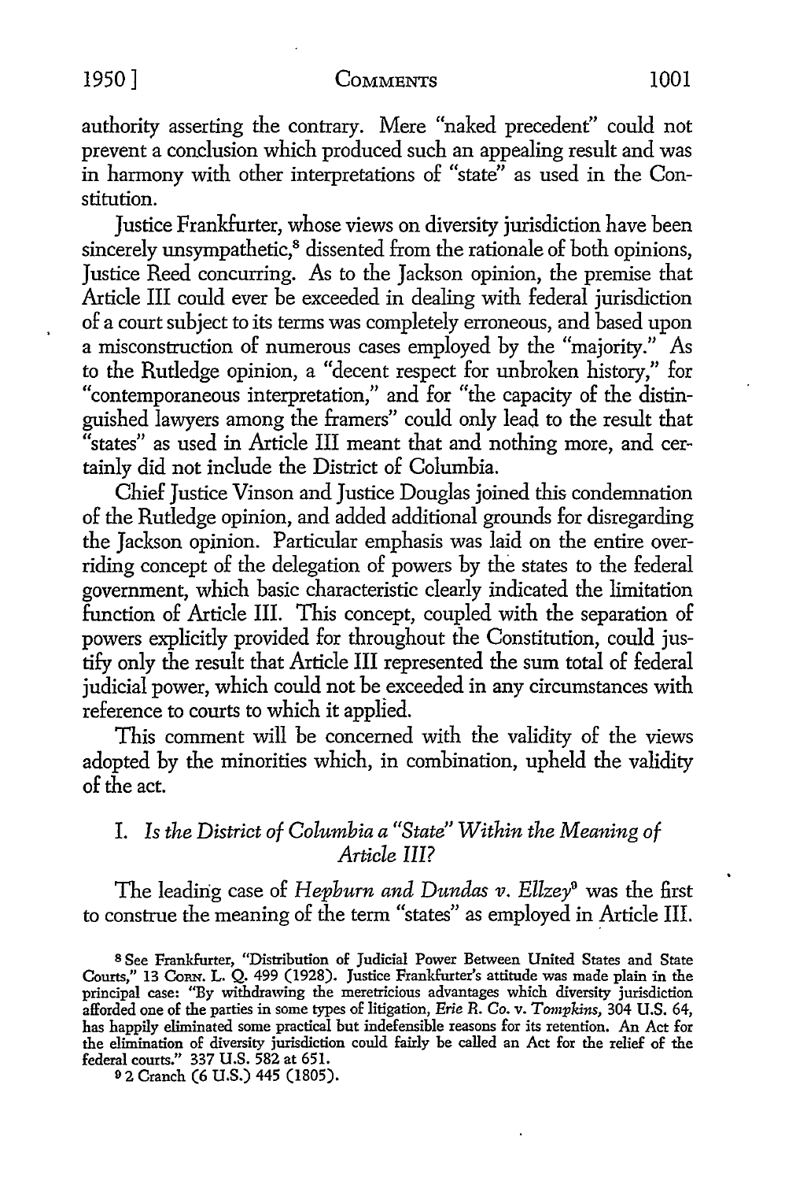authority asserting the contrary. Mere "naked precedent" could not prevent a conclusion which produced such an appealing result and was in harmony with other interpretations of "state" as used in the Constitution.

Justice Frankfurter, whose views on diversity jurisdiction have been sincerely unsympathetic,[8] dissented from the rationale of both opinions, Justice Reed concurring. As to the Jackson opinion, the premise that Article III could ever be exceeded in dealing with federal jurisdiction of a court subject to its terms was completely erroneous, and based upon a misconstruction of numerous cases employed by the "majority." As to the Rutledge opinion, a "decent respect for unbroken history," for "contemporaneous interpretation," and for "the capacity of the distinguished lawyers among the framers" could only lead to the result that "states" as used in Article III meant that and nothing more, and certainly did not include the District of Columbia.

Chief Justice Vinson and Justice Douglas joined this condemnation of the Rutledge opinion, and added additional grounds for disregarding the Jackson opinion. Particular emphasis was laid on the entire overriding concept of the delegation of powers by the states to the federal government, which basic characteristic clearly indicated the limitation function of Article III. This concept, coupled with the separation of powers explicitly provided for throughout the Constitution, could justify only the result that Article III represented the sum total of federal judicial power, which could not be exceeded in any circumstances with reference to courts to which it applied.

This comment will be concerned with the validity of the views adopted by the minorities which, in combination, upheld the validity of the act.

## I. *Is the District of Columbia a "State" Within the Meaning of Article III?*

The leading case of *Hepburn and Dundas v. Ellzey*[9] was the first to construe the meaning of the term "states" as employed in Article III.

---

[8] See Frankfurter, "Distribution of Judicial Power Between United States and State Courts," 13 CORN. L. Q. 499 (1928). Justice Frankfurter's attitude was made plain in the principal case: "By withdrawing the meretricious advantages which diversity jurisdiction afforded one of the parties in some types of litigation, *Erie R. Co. v. Tompkins*, 304 U.S. 64, has happily eliminated some practical but indefensible reasons for its retention. An Act for the elimination of diversity jurisdiction could fairly be called an Act for the relief of the federal courts." 337 U.S. 582 at 651.

[9] 2 Cranch (6 U.S.) 445 (1805).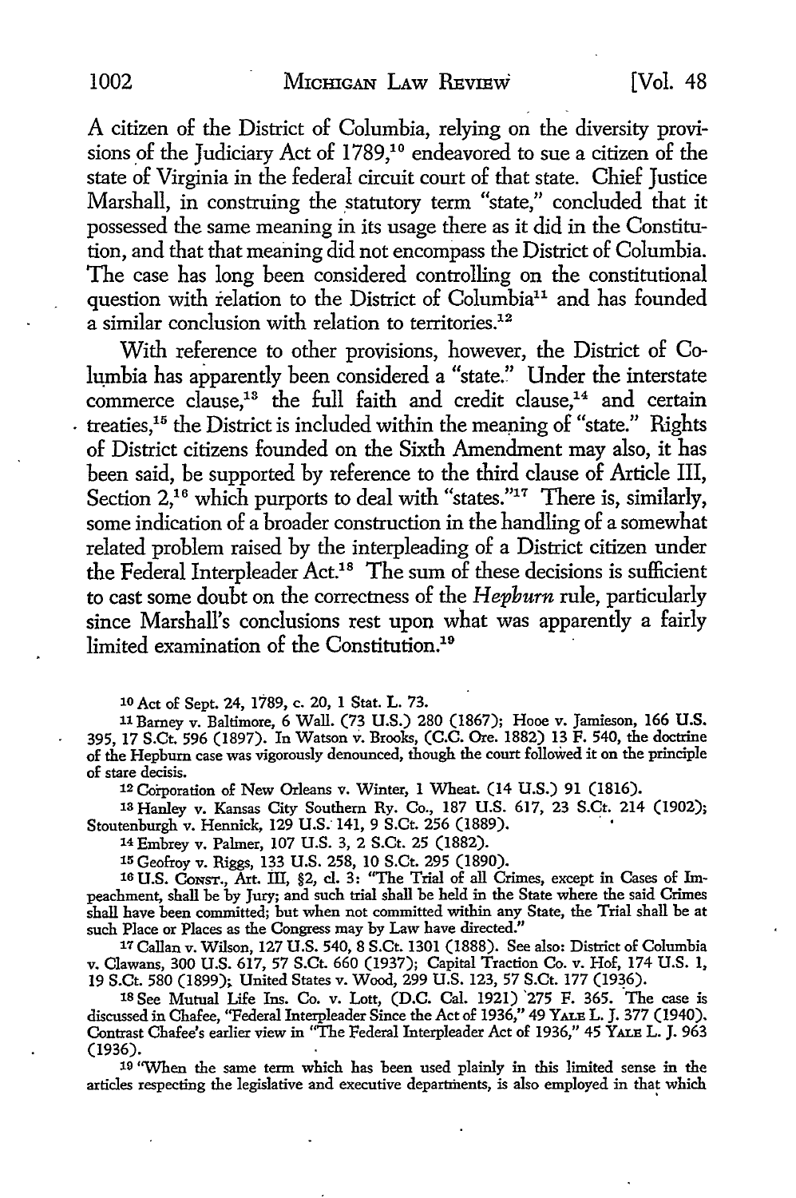A citizen of the District of Columbia, relying on the diversity provisions of the Judiciary Act of 1789,[10] endeavored to sue a citizen of the state of Virginia in the federal circuit court of that state. Chief Justice Marshall, in construing the statutory term "state," concluded that it possessed the same meaning in its usage there as it did in the Constitution, and that that meaning did not encompass the District of Columbia. The case has long been considered controlling on the constitutional question with relation to the District of Columbia[11] and has founded a similar conclusion with relation to territories.[12]

With reference to other provisions, however, the District of Columbia has apparently been considered a "state." Under the interstate commerce clause,[13] the full faith and credit clause,[14] and certain treaties,[15] the District is included within the meaning of "state." Rights of District citizens founded on the Sixth Amendment may also, it has been said, be supported by reference to the third clause of Article III, Section 2,[16] which purports to deal with "states."[17] There is, similarly, some indication of a broader construction in the handling of a somewhat related problem raised by the interpleading of a District citizen under the Federal Interpleader Act.[18] The sum of these decisions is sufficient to cast some doubt on the correctness of the *Hepburn* rule, particularly since Marshall's conclusions rest upon what was apparently a fairly limited examination of the Constitution.[19]

---

[10] Act of Sept. 24, 1789, c. 20, 1 Stat. L. 73.

[11] Barney v. Baltimore, 6 Wall. (73 U.S.) 280 (1867); Hooe v. Jamieson, 166 U.S. 395, 17 S.Ct. 596 (1897). In Watson v. Brooks, (C.C. Ore. 1882) 13 F. 540, the doctrine of the Hepburn case was vigorously denounced, though the court followed it on the principle of stare decisis.

[12] Corporation of New Orleans v. Winter, 1 Wheat. (14 U.S.) 91 (1816).

[13] Hanley v. Kansas City Southern Ry. Co., 187 U.S. 617, 23 S.Ct. 214 (1902); Stoutenburgh v. Hennick, 129 U.S. 141, 9 S.Ct. 256 (1889).

[14] Embrey v. Palmer, 107 U.S. 3, 2 S.Ct. 25 (1882).

[15] Geofroy v. Riggs, 133 U.S. 258, 10 S.Ct. 295 (1890).

[16] U.S. Const., Art. III, §2, cl. 3: "The Trial of all Crimes, except in Cases of Impeachment, shall be by Jury; and such trial shall be held in the State where the said Crimes shall have been committed; but when not committed within any State, the Trial shall be at such Place or Places as the Congress may by Law have directed."

[17] Callan v. Wilson, 127 U.S. 540, 8 S.Ct. 1301 (1888). See also: District of Columbia v. Clawans, 300 U.S. 617, 57 S.Ct. 660 (1937); Capital Traction Co. v. Hof, 174 U.S. 1, 19 S.Ct. 580 (1899); United States v. Wood, 299 U.S. 123, 57 S.Ct. 177 (1936).

[18] See Mutual Life Ins. Co. v. Lott, (D.C. Cal. 1921) 275 F. 365. The case is discussed in Chafee, "Federal Interpleader Since the Act of 1936," 49 Yale L. J. 377 (1940). Contrast Chafee's earlier view in "The Federal Interpleader Act of 1936," 45 Yale L. J. 963 (1936).

[19] "When the same term which has been used plainly in this limited sense in the articles respecting the legislative and executive departments, is also employed in that which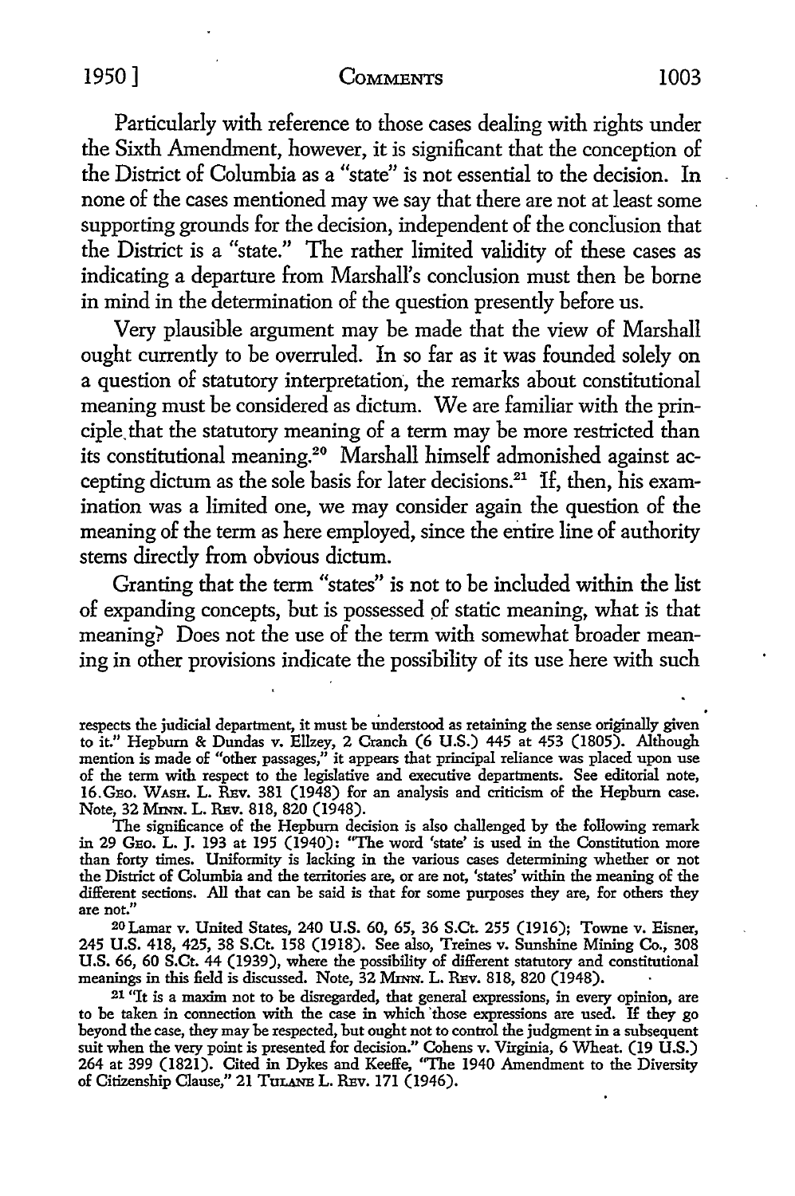Particularly with reference to those cases dealing with rights under the Sixth Amendment, however, it is significant that the conception of the District of Columbia as a "state" is not essential to the decision. In none of the cases mentioned may we say that there are not at least some supporting grounds for the decision, independent of the conclusion that the District is a "state." The rather limited validity of these cases as indicating a departure from Marshall's conclusion must then be borne in mind in the determination of the question presently before us.

Very plausible argument may be made that the view of Marshall ought currently to be overruled. In so far as it was founded solely on a question of statutory interpretation, the remarks about constitutional meaning must be considered as dictum. We are familiar with the principle that the statutory meaning of a term may be more restricted than its constitutional meaning.[20] Marshall himself admonished against accepting dictum as the sole basis for later decisions.[21] If, then, his examination was a limited one, we may consider again the question of the meaning of the term as here employed, since the entire line of authority stems directly from obvious dictum.

Granting that the term "states" is not to be included within the list of expanding concepts, but is possessed of static meaning, what is that meaning? Does not the use of the term with somewhat broader meaning in other provisions indicate the possibility of its use here with such

---

respects the judicial department, it must be understood as retaining the sense originally given to it." Hepburn & Dundas v. Ellzey, 2 Cranch (6 U.S.) 445 at 453 (1805). Although mention is made of "other passages," it appears that principal reliance was placed upon use of the term with respect to the legislative and executive departments. See editorial note, 16 GEO. WASH. L. REV. 381 (1948) for an analysis and criticism of the Hepburn case. Note, 32 MINN. L. REV. 818, 820 (1948).

The significance of the Hepburn decision is also challenged by the following remark in 29 GEO. L. J. 193 at 195 (1940): "The word 'state' is used in the Constitution more than forty times. Uniformity is lacking in the various cases determining whether or not the District of Columbia and the territories are, or are not, 'states' within the meaning of the different sections. All that can be said is that for some purposes they are, for others they are not."

[20] Lamar v. United States, 240 U.S. 60, 65, 36 S.Ct. 255 (1916); Towne v. Eisner, 245 U.S. 418, 425, 38 S.Ct. 158 (1918). See also, Treinies v. Sunshine Mining Co., 308 U.S. 66, 60 S.Ct. 44 (1939), where the possibility of different statutory and constitutional meanings in this field is discussed. Note, 32 MINN. L. REV. 818, 820 (1948).

[21] "It is a maxim not to be disregarded, that general expressions, in every opinion, are to be taken in connection with the case in which those expressions are used. If they go beyond the case, they may be respected, but ought not to control the judgment in a subsequent suit when the very point is presented for decision." Cohens v. Virginia, 6 Wheat. (19 U.S.) 264 at 399 (1821). Cited in Dykes and Keeffe, "The 1940 Amendment to the Diversity of Citizenship Clause," 21 TULANE L. REV. 171 (1946).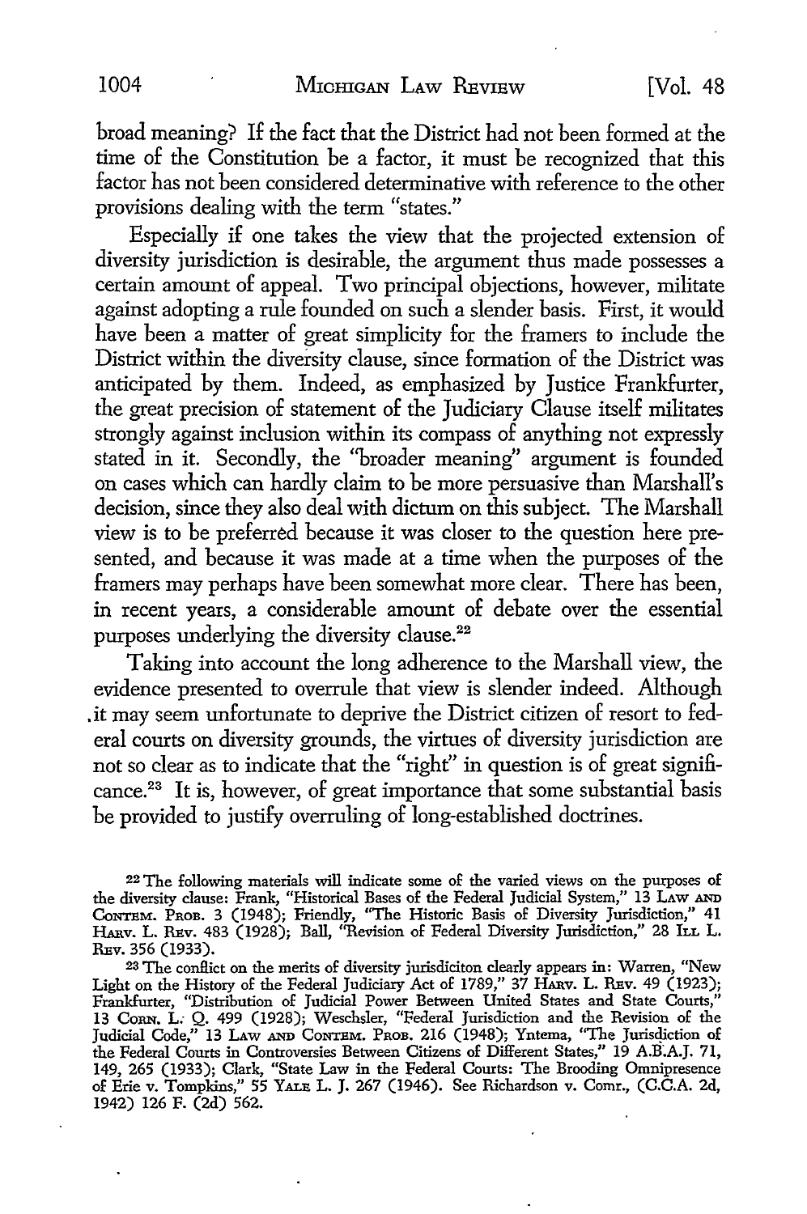broad meaning? If the fact that the District had not been formed at the time of the Constitution be a factor, it must be recognized that this factor has not been considered determinative with reference to the other provisions dealing with the term "states."

Especially if one takes the view that the projected extension of diversity jurisdiction is desirable, the argument thus made possesses a certain amount of appeal. Two principal objections, however, militate against adopting a rule founded on such a slender basis. First, it would have been a matter of great simplicity for the framers to include the District within the diversity clause, since formation of the District was anticipated by them. Indeed, as emphasized by Justice Frankfurter, the great precision of statement of the Judiciary Clause itself militates strongly against inclusion within its compass of anything not expressly stated in it. Secondly, the "broader meaning" argument is founded on cases which can hardly claim to be more persuasive than Marshall's decision, since they also deal with dictum on this subject. The Marshall view is to be preferred because it was closer to the question here presented, and because it was made at a time when the purposes of the framers may perhaps have been somewhat more clear. There has been, in recent years, a considerable amount of debate over the essential purposes underlying the diversity clause.[22]

Taking into account the long adherence to the Marshall view, the evidence presented to overrule that view is slender indeed. Although it may seem unfortunate to deprive the District citizen of resort to federal courts on diversity grounds, the virtues of diversity jurisdiction are not so clear as to indicate that the "right" in question is of great significance.[23] It is, however, of great importance that some substantial basis be provided to justify overruling of long-established doctrines.

---

[22] The following materials will indicate some of the varied views on the purposes of the diversity clause: Frank, "Historical Bases of the Federal Judicial System," 13 LAW AND CONTEM. PROB. 3 (1948); Friendly, "The Historic Basis of Diversity Jurisdiction," 41 HARV. L. REV. 483 (1928); Ball, "Revision of Federal Diversity Jurisdiction," 28 ILL. L. REV. 356 (1933).

[23] The conflict on the merits of diversity jurisdiciton clearly appears in: Warren, "New Light on the History of the Federal Judiciary Act of 1789," 37 HARV. L. REV. 49 (1923); Frankfurter, "Distribution of Judicial Power Between United States and State Courts," 13 CORN. L. Q. 499 (1928); Weschsler, "Federal Jurisdiction and the Revision of the Judicial Code," 13 LAW AND CONTEM. PROB. 216 (1948); Yntema, "The Jurisdiction of the Federal Courts in Controversies Between Citizens of Different States," 19 A.B.A.J. 71, 149, 265 (1933); Clark, "State Law in the Federal Courts: The Brooding Omnipresence of Erie v. Tompkins," 55 YALE L. J. 267 (1946). See Richardson v. Comr., (C.C.A. 2d, 1942) 126 F. (2d) 562.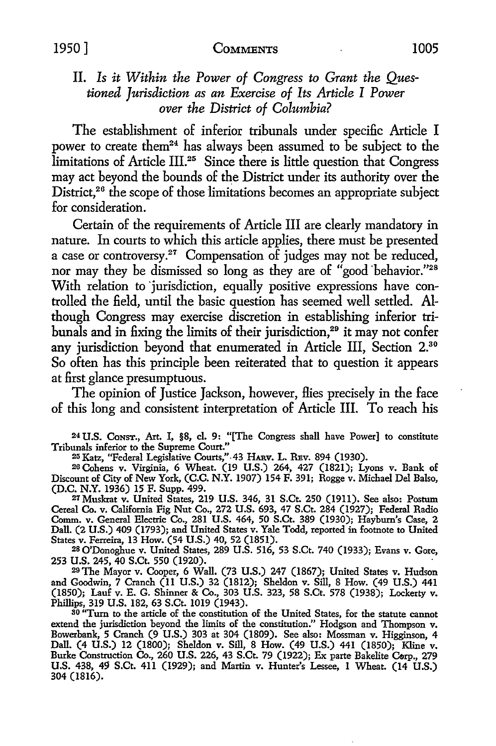## II. *Is it Within the Power of Congress to Grant the Questioned Jurisdiction as an Exercise of Its Article I Power over the District of Columbia?*

The establishment of inferior tribunals under specific Article I power to create them[24] has always been assumed to be subject to the limitations of Article III.[25] Since there is little question that Congress may act beyond the bounds of the District under its authority over the District,[26] the scope of those limitations becomes an appropriate subject for consideration.

Certain of the requirements of Article III are clearly mandatory in nature. In courts to which this article applies, there must be presented a case or controversy.[27] Compensation of judges may not be reduced, nor may they be dismissed so long as they are of "good behavior."[28] With relation to jurisdiction, equally positive expressions have controlled the field, until the basic question has seemed well settled. Although Congress may exercise discretion in establishing inferior tribunals and in fixing the limits of their jurisdiction,[29] it may not confer any jurisdiction beyond that enumerated in Article III, Section 2.[30] So often has this principle been reiterated that to question it appears at first glance presumptuous.

The opinion of Justice Jackson, however, flies precisely in the face of this long and consistent interpretation of Article III. To reach his

---

[24] U.S. CONST., Art. I, §8, cl. 9: "[The Congress shall have Power] to constitute Tribunals inferior to the Supreme Court."

[25] Katz, "Federal Legislative Courts," 43 HARV. L. REV. 894 (1930).

[26] Cohens v. Virginia, 6 Wheat. (19 U.S.) 264, 427 (1821); Lyons v. Bank of Discount of City of New York, (C.C. N.Y. 1907) 154 F. 391; Rogge v. Michael Del Balso, (D.C. N.Y. 1936) 15 F. Supp. 499.

[27] Muskrat v. United States, 219 U.S. 346, 31 S.Ct. 250 (1911). See also: Postum Cereal Co. v. California Fig Nut Co., 272 U.S. 693, 47 S.Ct. 284 (1927); Federal Radio Comm. v. General Electric Co., 281 U.S. 464, 50 S.Ct. 389 (1930); Hayburn's Case, 2 Dall. (2 U.S.) 409 (1793); and United States v. Yale Todd, reported in footnote to United States v. Ferreira, 13 How. (54 U.S.) 40, 52 (1851).

[28] O'Donoghue v. United States, 289 U.S. 516, 53 S.Ct. 740 (1933); Evans v. Gore, 253 U.S. 245, 40 S.Ct. 550 (1920).

[29] The Mayor v. Cooper, 6 Wall. (73 U.S.) 247 (1867); United States v. Hudson and Goodwin, 7 Cranch (11 U.S.) 32 (1812); Sheldon v. Sill, 8 How. (49 U.S.) 441 (1850); Lauf v. E. G. Shinner & Co., 303 U.S. 323, 58 S.Ct. 578 (1938); Lockerty v. Phillips, 319 U.S. 182, 63 S.Ct. 1019 (1943).

[30] "Turn to the article of the constitution of the United States, for the statute cannot extend the jurisdiction beyond the limits of the constitution." Hodgson and Thompson v. Bowerbank, 5 Cranch (9 U.S.) 303 at 304 (1809). See also: Mossman v. Higginson, 4 Dall. (4 U.S.) 12 (1800); Sheldon v. Sill, 8 How. (49 U.S.) 441 (1850); Kline v. Burke Construction Co., 260 U.S. 226, 43 S.Ct. 79 (1922); Ex parte Bakelite Corp., 279 U.S. 438, 49 S.Ct. 411 (1929); and Martin v. Hunter's Lessee, 1 Wheat. (14 U.S.) 304 (1816).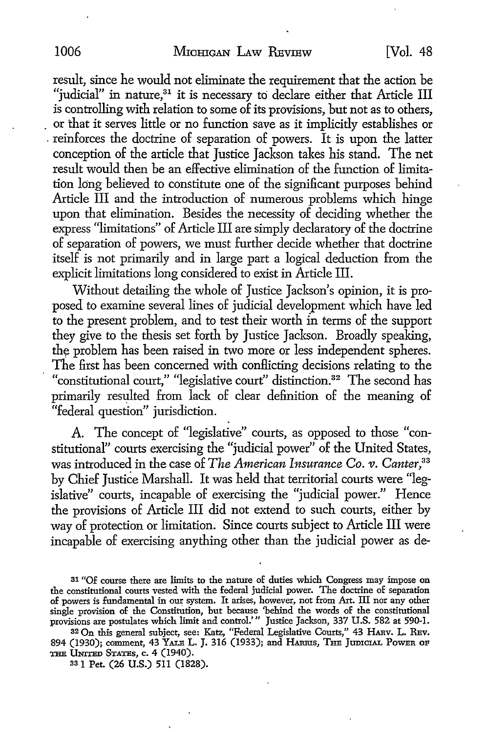result, since he would not eliminate the requirement that the action be "judicial" in nature,[31] it is necessary to declare either that Article III is controlling with relation to some of its provisions, but not as to others, or that it serves little or no function save as it implicitly establishes or reinforces the doctrine of separation of powers. It is upon the latter conception of the article that Justice Jackson takes his stand. The net result would then be an effective elimination of the function of limitation long believed to constitute one of the significant purposes behind Article III and the introduction of numerous problems which hinge upon that elimination. Besides the necessity of deciding whether the express "limitations" of Article III are simply declaratory of the doctrine of separation of powers, we must further decide whether that doctrine itself is not primarily and in large part a logical deduction from the explicit limitations long considered to exist in Article III.

Without detailing the whole of Justice Jackson's opinion, it is proposed to examine several lines of judicial development which have led to the present problem, and to test their worth in terms of the support they give to the thesis set forth by Justice Jackson. Broadly speaking, the problem has been raised in two more or less independent spheres. The first has been concerned with conflicting decisions relating to the "constitutional court," "legislative court" distinction.[32] The second has primarily resulted from lack of clear definition of the meaning of "federal question" jurisdiction.

A. The concept of "legislative" courts, as opposed to those "constitutional" courts exercising the "judicial power" of the United States, was introduced in the case of *The American Insurance Co. v. Canter*,[33] by Chief Justice Marshall. It was held that territorial courts were "legislative" courts, incapable of exercising the "judicial power." Hence the provisions of Article III did not extend to such courts, either by way of protection or limitation. Since courts subject to Article III were incapable of exercising anything other than the judicial power as de-

---

[31] "Of course there are limits to the nature of duties which Congress may impose on the constitutional courts vested with the federal judicial power. The doctrine of separation of powers is fundamental in our system. It arises, however, not from Art. III nor any other single provision of the Constitution, but because 'behind the words of the constitutional provisions are postulates which limit and control.'" Justice Jackson, 337 U.S. 582 at 590-1.

[32] On this general subject, see: Katz, "Federal Legislative Courts," 43 Harv. L. Rev. 894 (1930); comment, 43 Yale L. J. 316 (1933); and Harris, The Judicial Power of the United States, c. 4 (1940).

[33] 1 Pet. (26 U.S.) 511 (1828).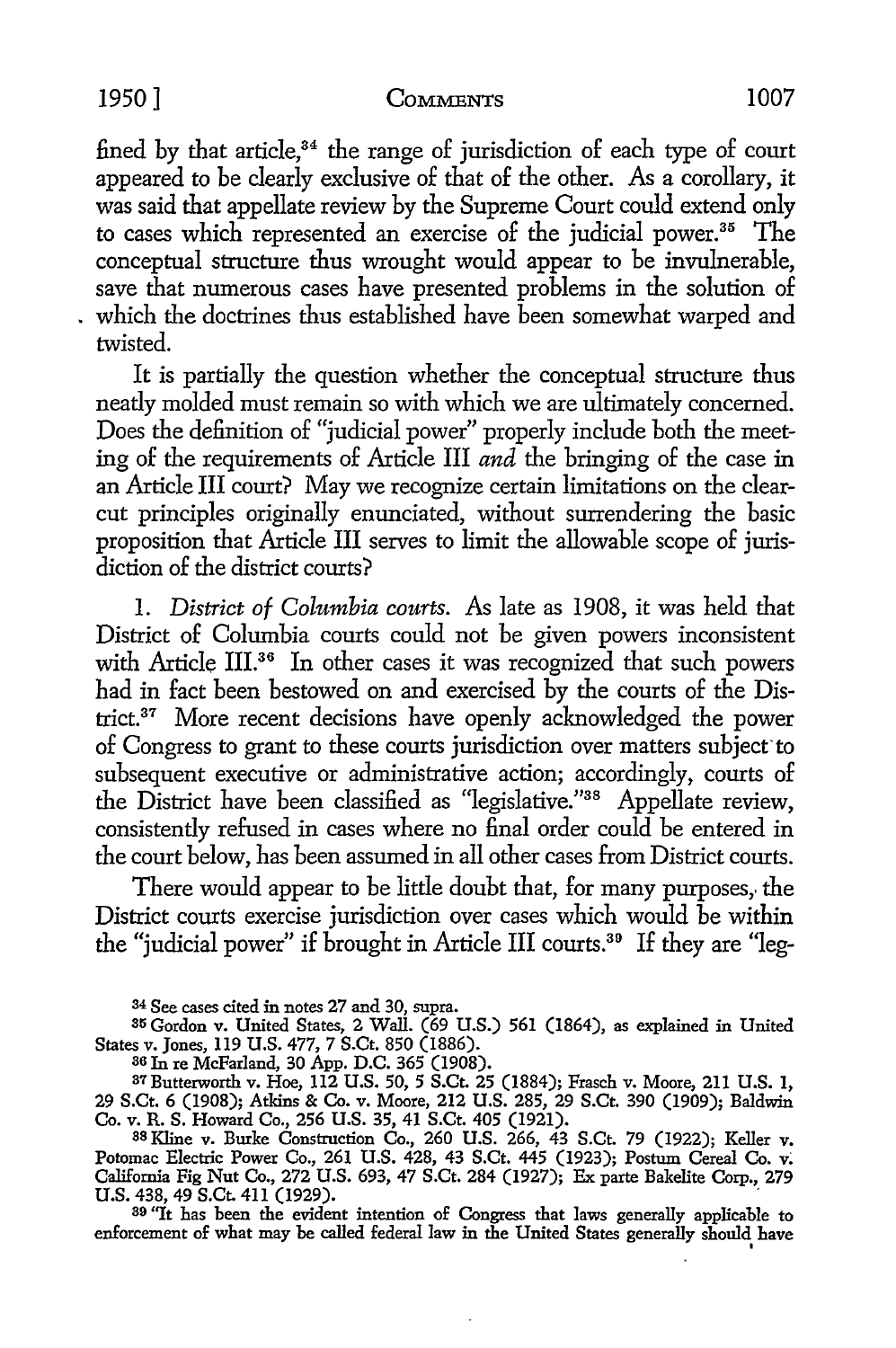fined by that article,[34] the range of jurisdiction of each type of court appeared to be clearly exclusive of that of the other. As a corollary, it was said that appellate review by the Supreme Court could extend only to cases which represented an exercise of the judicial power.[35] The conceptual structure thus wrought would appear to be invulnerable, save that numerous cases have presented problems in the solution of which the doctrines thus established have been somewhat warped and twisted.

It is partially the question whether the conceptual structure thus neatly molded must remain so with which we are ultimately concerned. Does the definition of "judicial power" properly include both the meeting of the requirements of Article III *and* the bringing of the case in an Article III court? May we recognize certain limitations on the clear-cut principles originally enunciated, without surrendering the basic proposition that Article III serves to limit the allowable scope of jurisdiction of the district courts?

1. *District of Columbia courts.* As late as 1908, it was held that District of Columbia courts could not be given powers inconsistent with Article III.[36] In other cases it was recognized that such powers had in fact been bestowed on and exercised by the courts of the District.[37] More recent decisions have openly acknowledged the power of Congress to grant to these courts jurisdiction over matters subject to subsequent executive or administrative action; accordingly, courts of the District have been classified as "legislative."[38] Appellate review, consistently refused in cases where no final order could be entered in the court below, has been assumed in all other cases from District courts.

There would appear to be little doubt that, for many purposes, the District courts exercise jurisdiction over cases which would be within the "judicial power" if brought in Article III courts.[39] If they are "leg-

---

[34] See cases cited in notes 27 and 30, supra.

[35] Gordon v. United States, 2 Wall. (69 U.S.) 561 (1864), as explained in United States v. Jones, 119 U.S. 477, 7 S.Ct. 850 (1886).

[36] In re McFarland, 30 App. D.C. 365 (1908).

[37] Butterworth v. Hoe, 112 U.S. 50, 5 S.Ct. 25 (1884); Frasch v. Moore, 211 U.S. 1, 29 S.Ct. 6 (1908); Atkins & Co. v. Moore, 212 U.S. 285, 29 S.Ct. 390 (1909); Baldwin Co. v. R. S. Howard Co., 256 U.S. 35, 41 S.Ct. 405 (1921).

[38] Kline v. Burke Construction Co., 260 U.S. 266, 43 S.Ct. 79 (1922); Keller v. Potomac Electric Power Co., 261 U.S. 428, 43 S.Ct. 445 (1923); Postum Cereal Co. v. California Fig Nut Co., 272 U.S. 693, 47 S.Ct. 284 (1927); Ex parte Bakelite Corp., 279 U.S. 438, 49 S.Ct. 411 (1929).

[39] "It has been the evident intention of Congress that laws generally applicable to enforcement of what may be called federal law in the United States generally should have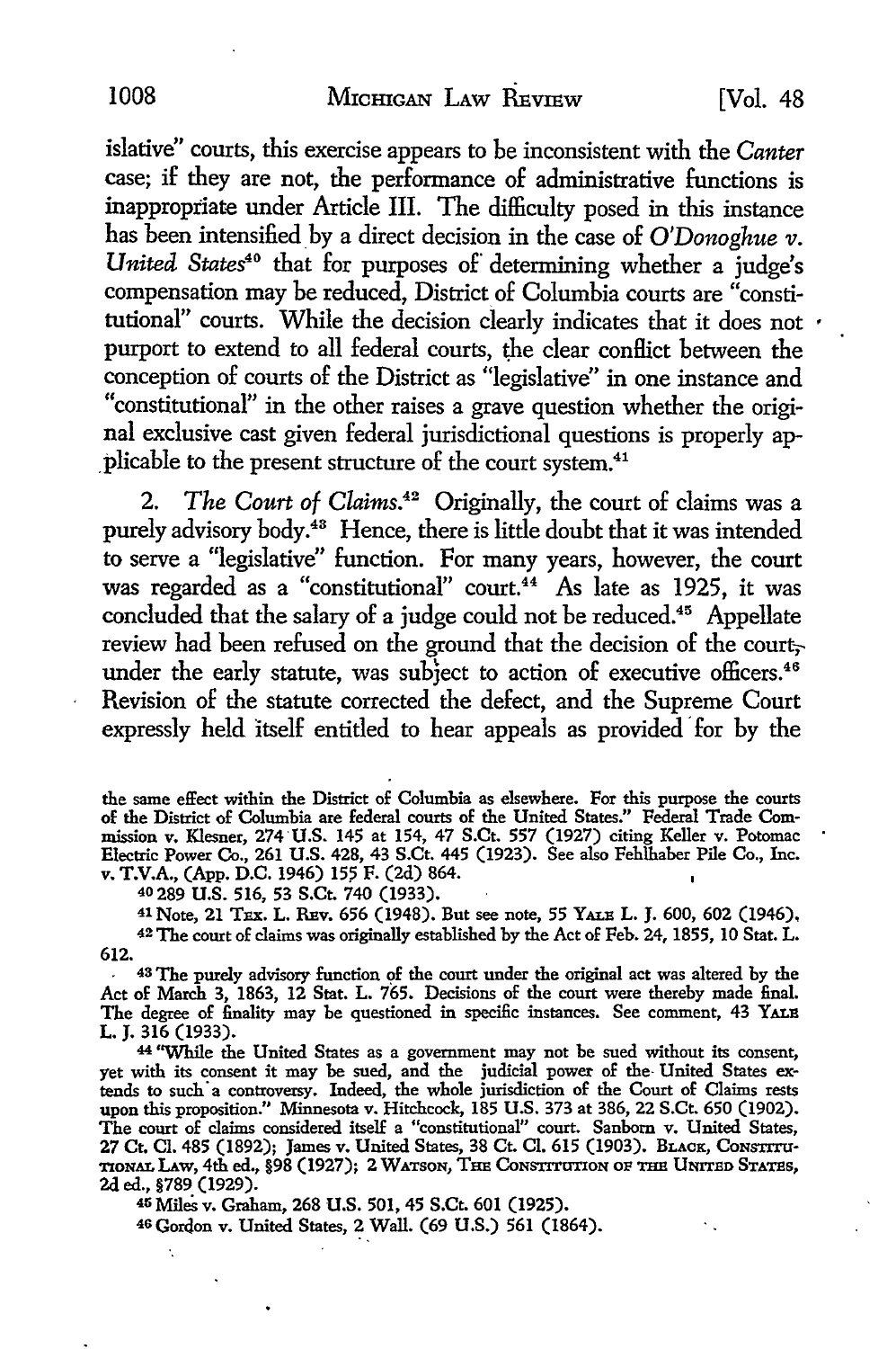islative" courts, this exercise appears to be inconsistent with the *Canter* case; if they are not, the performance of administrative functions is inappropriate under Article III. The difficulty posed in this instance has been intensified by a direct decision in the case of *O'Donoghue v. United States*[40] that for purposes of determining whether a judge's compensation may be reduced, District of Columbia courts are "constitutional" courts. While the decision clearly indicates that it does not purport to extend to all federal courts, the clear conflict between the conception of courts of the District as "legislative" in one instance and "constitutional" in the other raises a grave question whether the original exclusive cast given federal jurisdictional questions is properly applicable to the present structure of the court system.[41]

2. *The Court of Claims.*[42] Originally, the court of claims was a purely advisory body.[43] Hence, there is little doubt that it was intended to serve a "legislative" function. For many years, however, the court was regarded as a "constitutional" court.[44] As late as 1925, it was concluded that the salary of a judge could not be reduced.[45] Appellate review had been refused on the ground that the decision of the court, under the early statute, was subject to action of executive officers.[46] Revision of the statute corrected the defect, and the Supreme Court expressly held itself entitled to hear appeals as provided for by the

---

the same effect within the District of Columbia as elsewhere. For this purpose the courts of the District of Columbia are federal courts of the United States." Federal Trade Commission v. Klesner, 274 U.S. 145 at 154, 47 S.Ct. 557 (1927) citing Keller v. Potomac Electric Power Co., 261 U.S. 428, 43 S.Ct. 445 (1923). See also Fehlhaber Pile Co., Inc. v. T.V.A., (App. D.C. 1946) 155 F. (2d) 864.

[40] 289 U.S. 516, 53 S.Ct. 740 (1933).

[41] Note, 21 Tex. L. Rev. 656 (1948). But see note, 55 Yale L. J. 600, 602 (1946).

[42] The court of claims was originally established by the Act of Feb. 24, 1855, 10 Stat. L. 612.

[43] The purely advisory function of the court under the original act was altered by the Act of March 3, 1863, 12 Stat. L. 765. Decisions of the court were thereby made final. The degree of finality may be questioned in specific instances. See comment, 43 Yale L. J. 316 (1933).

[44] "While the United States as a government may not be sued without its consent, yet with its consent it may be sued, and the judicial power of the United States extends to such a controversy. Indeed, the whole jurisdiction of the Court of Claims rests upon this proposition." Minnesota v. Hitchcock, 185 U.S. 373 at 386, 22 S.Ct. 650 (1902). The court of claims considered itself a "constitutional" court. Sanborn v. United States, 27 Ct. Cl. 485 (1892); James v. United States, 38 Ct. Cl. 615 (1903). Black, Constitutional Law, 4th ed., §98 (1927); 2 Watson, The Constitution of the United States, 2d ed., §789 (1929).

[45] Miles v. Graham, 268 U.S. 501, 45 S.Ct. 601 (1925).

[46] Gordon v. United States, 2 Wall. (69 U.S.) 561 (1864).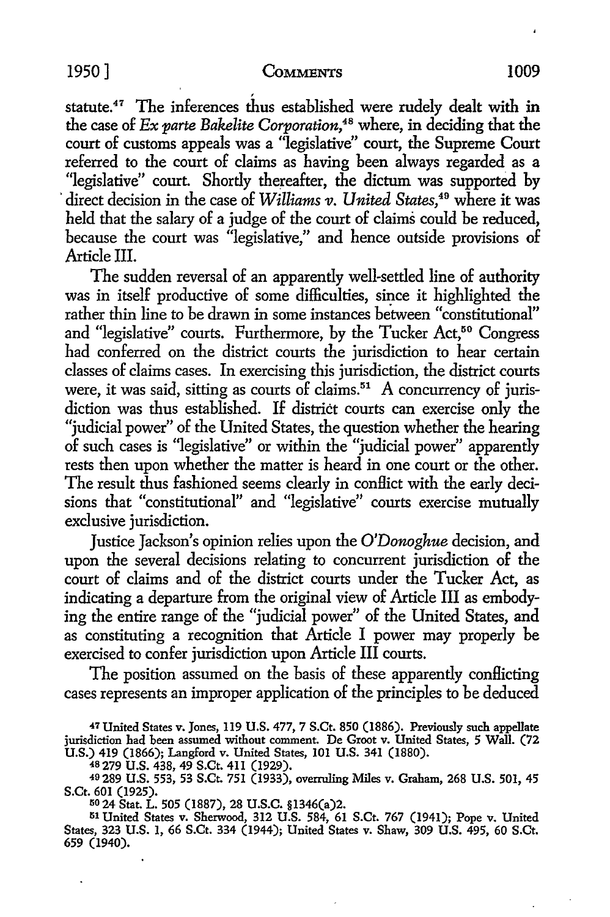statute.[47] The inferences thus established were rudely dealt with in the case of *Ex parte Bakelite Corporation*,[48] where, in deciding that the court of customs appeals was a "legislative" court, the Supreme Court referred to the court of claims as having been always regarded as a "legislative" court. Shortly thereafter, the dictum was supported by direct decision in the case of *Williams v. United States*,[49] where it was held that the salary of a judge of the court of claims could be reduced, because the court was "legislative," and hence outside provisions of Article III.

The sudden reversal of an apparently well-settled line of authority was in itself productive of some difficulties, since it highlighted the rather thin line to be drawn in some instances between "constitutional" and "legislative" courts. Furthermore, by the Tucker Act,[50] Congress had conferred on the district courts the jurisdiction to hear certain classes of claims cases. In exercising this jurisdiction, the district courts were, it was said, sitting as courts of claims.[51] A concurrency of jurisdiction was thus established. If district courts can exercise only the "judicial power" of the United States, the question whether the hearing of such cases is "legislative" or within the "judicial power" apparently rests then upon whether the matter is heard in one court or the other. The result thus fashioned seems clearly in conflict with the early decisions that "constitutional" and "legislative" courts exercise mutually exclusive jurisdiction.

Justice Jackson's opinion relies upon the *O'Donoghue* decision, and upon the several decisions relating to concurrent jurisdiction of the court of claims and of the district courts under the Tucker Act, as indicating a departure from the original view of Article III as embodying the entire range of the "judicial power" of the United States, and as constituting a recognition that Article I power may properly be exercised to confer jurisdiction upon Article III courts.

The position assumed on the basis of these apparently conflicting cases represents an improper application of the principles to be deduced

---

[47] United States v. Jones, 119 U.S. 477, 7 S.Ct. 850 (1886). Previously such appellate jurisdiction had been assumed without comment. De Groot v. United States, 5 Wall. (72 U.S.) 419 (1866); Langford v. United States, 101 U.S. 341 (1880).

[48] 279 U.S. 438, 49 S.Ct. 411 (1929).

[49] 289 U.S. 553, 53 S.Ct. 751 (1933), overruling Miles v. Graham, 268 U.S. 501, 45 S.Ct. 601 (1925).

[50] 24 Stat. L. 505 (1887), 28 U.S.C. §1346(a)2.

[51] United States v. Sherwood, 312 U.S. 584, 61 S.Ct. 767 (1941); Pope v. United States, 323 U.S. 1, 66 S.Ct. 334 (1944); United States v. Shaw, 309 U.S. 495, 60 S.Ct. 659 (1940).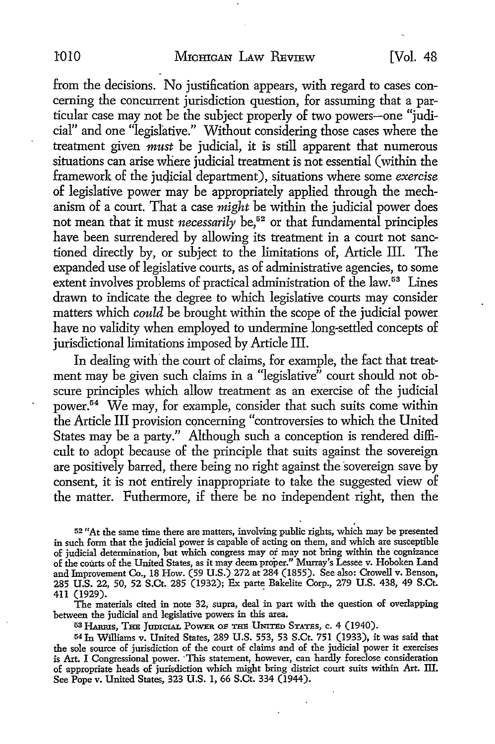from the decisions. No justification appears, with regard to cases concerning the concurrent jurisdiction question, for assuming that a particular case may not be the subject properly of two powers—one "judicial" and one "legislative." Without considering those cases where the treatment given *must* be judicial, it is still apparent that numerous situations can arise where judicial treatment is not essential (within the framework of the judicial department), situations where some *exercise* of legislative power may be appropriately applied through the mechanism of a court. That a case *might* be within the judicial power does not mean that it must *necessarily* be,[52] or that fundamental principles have been surrendered by allowing its treatment in a court not sanctioned directly by, or subject to the limitations of, Article III. The expanded use of legislative courts, as of administrative agencies, to some extent involves problems of practical administration of the law.[53] Lines drawn to indicate the degree to which legislative courts may consider matters which *could* be brought within the scope of the judicial power have no validity when employed to undermine long-settled concepts of jurisdictional limitations imposed by Article III.

In dealing with the court of claims, for example, the fact that treatment may be given such claims in a "legislative" court should not obscure principles which allow treatment as an exercise of the judicial power.[54] We may, for example, consider that such suits come within the Article III provision concerning "controversies to which the United States may be a party." Although such a conception is rendered difficult to adopt because of the principle that suits against the sovereign are positively barred, there being no right against the sovereign save by consent, it is not entirely inappropriate to take the suggested view of the matter. Futhermore, if there be no independent right, then the

---

[52] "At the same time there are matters, involving public rights, which may be presented in such form that the judicial power is capable of acting on them, and which are susceptible of judicial determination, but which congress may or may not bring within the cognizance of the courts of the United States, as it may deem proper." Murray's Lessee v. Hoboken Land and Improvement Co., 18 How. (59 U.S.) 272 at 284 (1855). See also: Crowell v. Benson, 285 U.S. 22, 50, 52 S.Ct. 285 (1932); Ex parte Bakelite Corp., 279 U.S. 438, 49 S.Ct. 411 (1929).

The materials cited in note 32, supra, deal in part with the question of overlapping between the judicial and legislative powers in this area.

[53] HARRIS, THE JUDICIAL POWER OF THE UNITED STATES, c. 4 (1940).

[54] In Williams v. United States, 289 U.S. 553, 53 S.Ct. 751 (1933), it was said that the sole source of jurisdiction of the court of claims and of the judicial power it exercises is Art. I Congressional power. This statement, however, can hardly foreclose consideration of appropriate heads of jurisdiction which might bring district court suits within Art. III. See Pope v. United States, 323 U.S. 1, 66 S.Ct. 334 (1944).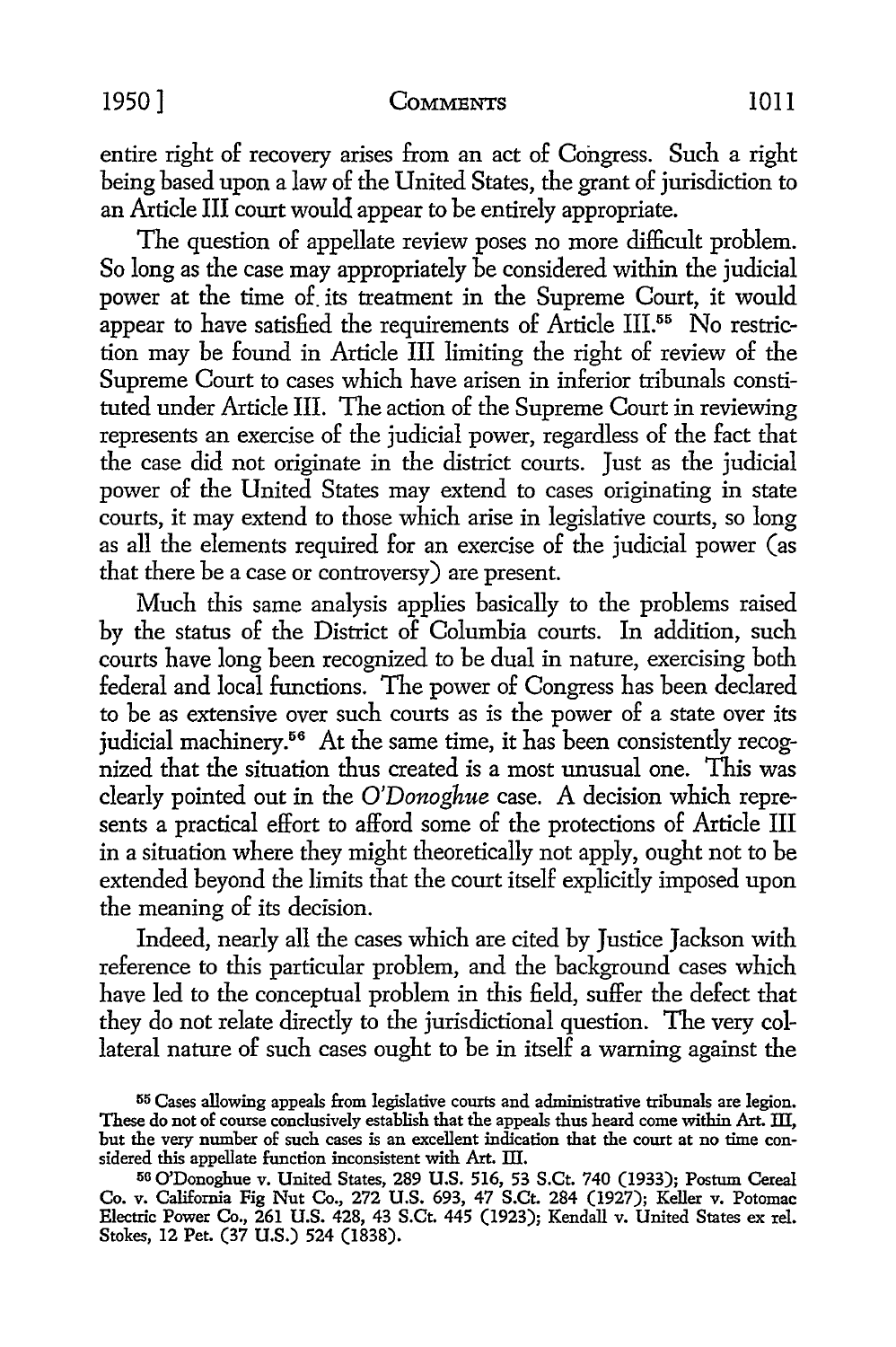entire right of recovery arises from an act of Congress. Such a right being based upon a law of the United States, the grant of jurisdiction to an Article III court would appear to be entirely appropriate.

The question of appellate review poses no more difficult problem. So long as the case may appropriately be considered within the judicial power at the time of its treatment in the Supreme Court, it would appear to have satisfied the requirements of Article III.[55] No restriction may be found in Article III limiting the right of review of the Supreme Court to cases which have arisen in inferior tribunals constituted under Article III. The action of the Supreme Court in reviewing represents an exercise of the judicial power, regardless of the fact that the case did not originate in the district courts. Just as the judicial power of the United States may extend to cases originating in state courts, it may extend to those which arise in legislative courts, so long as all the elements required for an exercise of the judicial power (as that there be a case or controversy) are present.

Much this same analysis applies basically to the problems raised by the status of the District of Columbia courts. In addition, such courts have long been recognized to be dual in nature, exercising both federal and local functions. The power of Congress has been declared to be as extensive over such courts as is the power of a state over its judicial machinery.[56] At the same time, it has been consistently recognized that the situation thus created is a most unusual one. This was clearly pointed out in the *O'Donoghue* case. A decision which represents a practical effort to afford some of the protections of Article III in a situation where they might theoretically not apply, ought not to be extended beyond the limits that the court itself explicitly imposed upon the meaning of its decision.

Indeed, nearly all the cases which are cited by Justice Jackson with reference to this particular problem, and the background cases which have led to the conceptual problem in this field, suffer the defect that they do not relate directly to the jurisdictional question. The very collateral nature of such cases ought to be in itself a warning against the

[55] Cases allowing appeals from legislative courts and administrative tribunals are legion. These do not of course conclusively establish that the appeals thus heard come within Art. III, but the very number of such cases is an excellent indication that the court at no time considered this appellate function inconsistent with Art. III.

[56] O'Donoghue v. United States, 289 U.S. 516, 53 S.Ct. 740 (1933); Postum Cereal Co. v. California Fig Nut Co., 272 U.S. 693, 47 S.Ct. 284 (1927); Keller v. Potomac Electric Power Co., 261 U.S. 428, 43 S.Ct. 445 (1923); Kendall v. United States ex rel. Stokes, 12 Pet. (37 U.S.) 524 (1838).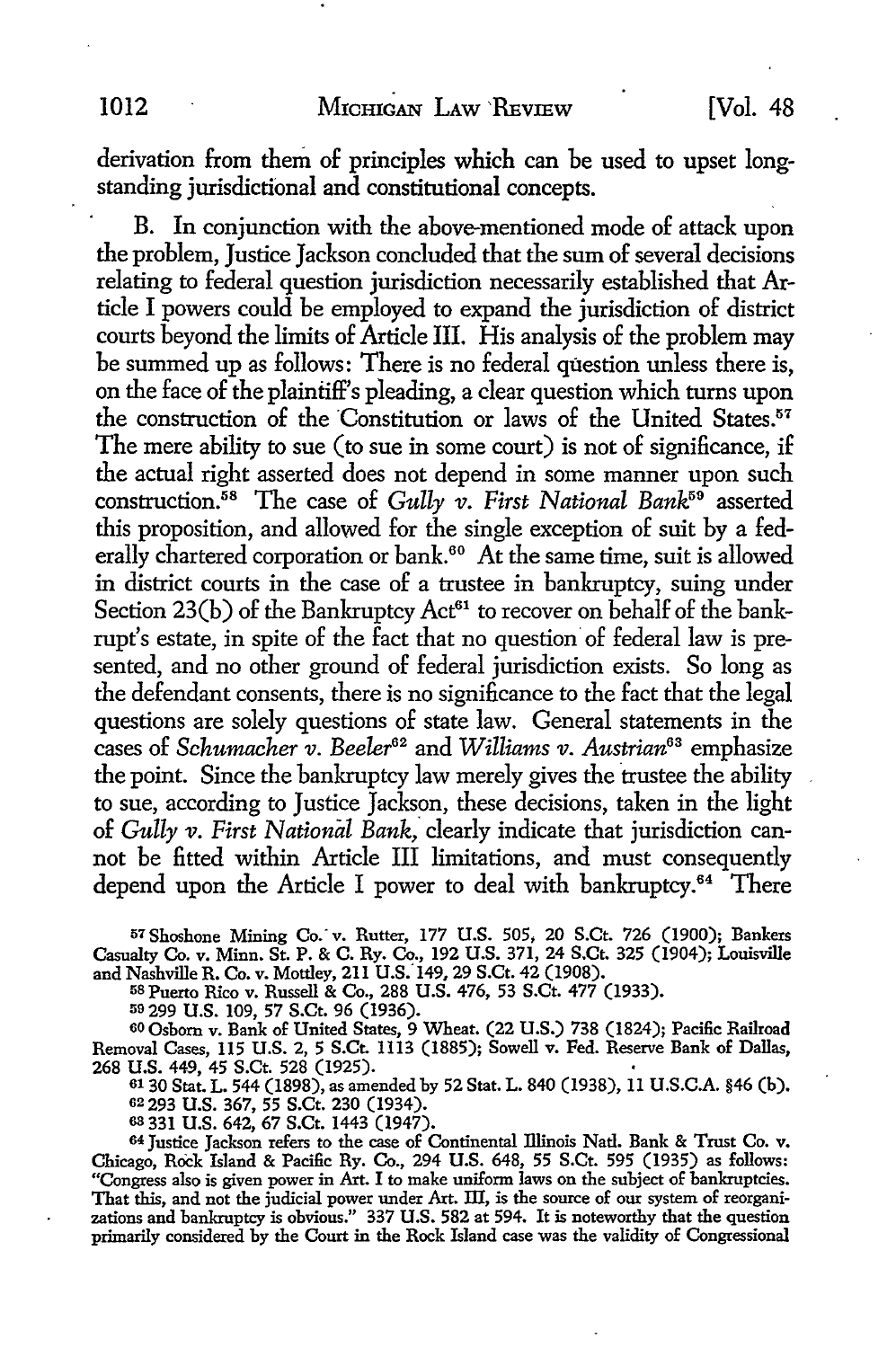derivation from them of principles which can be used to upset long-standing jurisdictional and constitutional concepts.

B. In conjunction with the above-mentioned mode of attack upon the problem, Justice Jackson concluded that the sum of several decisions relating to federal question jurisdiction necessarily established that Article I powers could be employed to expand the jurisdiction of district courts beyond the limits of Article III. His analysis of the problem may be summed up as follows: There is no federal question unless there is, on the face of the plaintiff's pleading, a clear question which turns upon the construction of the Constitution or laws of the United States.[57] The mere ability to sue (to sue in some court) is not of significance, if the actual right asserted does not depend in some manner upon such construction.[58] The case of *Gully v. First National Bank*[59] asserted this proposition, and allowed for the single exception of suit by a federally chartered corporation or bank.[60] At the same time, suit is allowed in district courts in the case of a trustee in bankruptcy, suing under Section 23(b) of the Bankruptcy Act[61] to recover on behalf of the bankrupt's estate, in spite of the fact that no question of federal law is presented, and no other ground of federal jurisdiction exists. So long as the defendant consents, there is no significance to the fact that the legal questions are solely questions of state law. General statements in the cases of *Schumacher v. Beeler*[62] and *Williams v. Austrian*[63] emphasize the point. Since the bankruptcy law merely gives the trustee the ability to sue, according to Justice Jackson, these decisions, taken in the light of *Gully v. First National Bank,* clearly indicate that jurisdiction cannot be fitted within Article III limitations, and must consequently depend upon the Article I power to deal with bankruptcy.[64] There

[57] Shoshone Mining Co. v. Rutter, 177 U.S. 505, 20 S.Ct. 726 (1900); Bankers Casualty Co. v. Minn. St. P. & C. Ry. Co., 192 U.S. 371, 24 S.Ct. 325 (1904); Louisville and Nashville R. Co. v. Mottley, 211 U.S. 149, 29 S.Ct. 42 (1908).

[58] Puerto Rico v. Russell & Co., 288 U.S. 476, 53 S.Ct. 477 (1933).

[59] 299 U.S. 109, 57 S.Ct. 96 (1936).

[60] Osborn v. Bank of United States, 9 Wheat. (22 U.S.) 738 (1824); Pacific Railroad Removal Cases, 115 U.S. 2, 5 S.Ct. 1113 (1885); Sowell v. Fed. Reserve Bank of Dallas, 268 U.S. 449, 45 S.Ct. 528 (1925).

[61] 30 Stat. L. 544 (1898), as amended by 52 Stat. L. 840 (1938), 11 U.S.C.A. §46 (b).

[62] 293 U.S. 367, 55 S.Ct. 230 (1934).

[63] 331 U.S. 642, 67 S.Ct. 1443 (1947).

[64] Justice Jackson refers to the case of Continental Illinois Natl. Bank & Trust Co. v. Chicago, Rock Island & Pacific Ry. Co., 294 U.S. 648, 55 S.Ct. 595 (1935) as follows: "Congress also is given power in Art. I to make uniform laws on the subject of bankruptcies. That this, and not the judicial power under Art. III, is the source of our system of reorganizations and bankruptcy is obvious." 337 U.S. 582 at 594. It is noteworthy that the question primarily considered by the Court in the Rock Island case was the validity of Congressional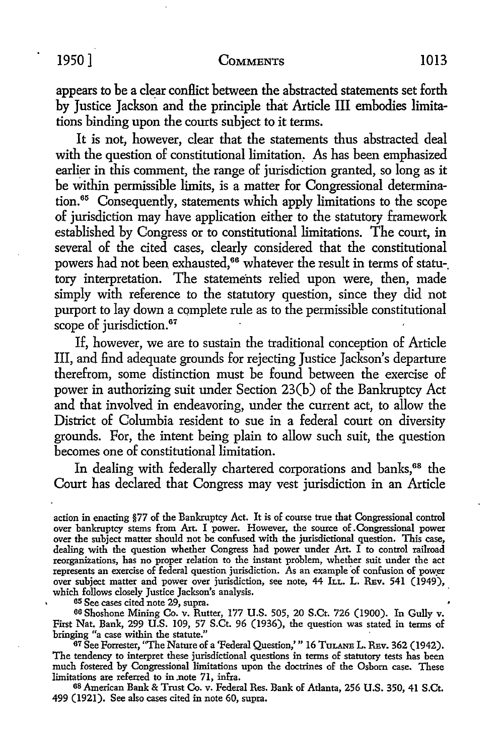appears to be a clear conflict between the abstracted statements set forth by Justice Jackson and the principle that Article III embodies limitations binding upon the courts subject to it terms.

It is not, however, clear that the statements thus abstracted deal with the question of constitutional limitation. As has been emphasized earlier in this comment, the range of jurisdiction granted, so long as it be within permissible limits, is a matter for Congressional determination.[65] Consequently, statements which apply limitations to the scope of jurisdiction may have application either to the statutory framework established by Congress or to constitutional limitations. The court, in several of the cited cases, clearly considered that the constitutional powers had not been exhausted,[66] whatever the result in terms of statutory interpretation. The statements relied upon were, then, made simply with reference to the statutory question, since they did not purport to lay down a complete rule as to the permissible constitutional scope of jurisdiction.[67]

If, however, we are to sustain the traditional conception of Article III, and find adequate grounds for rejecting Justice Jackson's departure therefrom, some distinction must be found between the exercise of power in authorizing suit under Section 23(b) of the Bankruptcy Act and that involved in endeavoring, under the current act, to allow the District of Columbia resident to sue in a federal court on diversity grounds. For, the intent being plain to allow such suit, the question becomes one of constitutional limitation.

In dealing with federally chartered corporations and banks,[68] the Court has declared that Congress may vest jurisdiction in an Article

---

action in enacting §77 of the Bankruptcy Act. It is of course true that Congressional control over bankruptcy stems from Art. I power. However, the source of Congressional power over the subject matter should not be confused with the jurisdictional question. This case, dealing with the question whether Congress had power under Art. I to control railroad reorganizations, has no proper relation to the instant problem, whether suit under the act represents an exercise of federal question jurisdiction. As an example of confusion of power over subject matter and power over jurisdiction, see note, 44 ILL. L. REV. 541 (1949), which follows closely Justice Jackson's analysis.

[65] See cases cited note 29, supra.

[66] Shoshone Mining Co. v. Rutter, 177 U.S. 505, 20 S.Ct. 726 (1900). In Gully v. First Nat. Bank, 299 U.S. 109, 57 S.Ct. 96 (1936), the question was stated in terms of bringing "a case within the statute."

[67] See Forrester, "The Nature of a 'Federal Question,'" 16 TULANE L. REV. 362 (1942). The tendency to interpret these jurisdictional questions in terms of statutory tests has been much fostered by Congressional limitations upon the doctrines of the Osborn case. These limitations are referred to in note 71, infra.

[68] American Bank & Trust Co. v. Federal Res. Bank of Atlanta, 256 U.S. 350, 41 S.Ct. 499 (1921). See also cases cited in note 60, supra.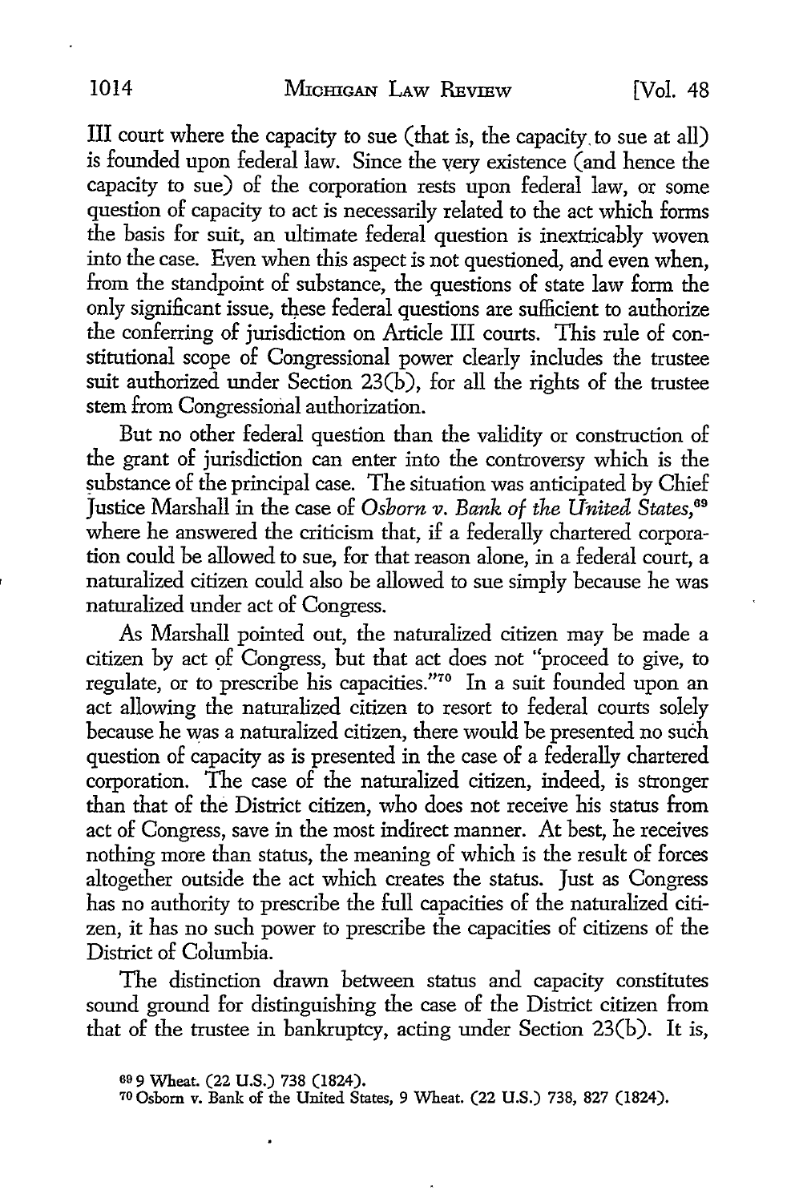III court where the capacity to sue (that is, the capacity to sue at all) is founded upon federal law. Since the very existence (and hence the capacity to sue) of the corporation rests upon federal law, or some question of capacity to act is necessarily related to the act which forms the basis for suit, an ultimate federal question is inextricably woven into the case. Even when this aspect is not questioned, and even when, from the standpoint of substance, the questions of state law form the only significant issue, these federal questions are sufficient to authorize the conferring of jurisdiction on Article III courts. This rule of constitutional scope of Congressional power clearly includes the trustee suit authorized under Section 23(b), for all the rights of the trustee stem from Congressional authorization.

But no other federal question than the validity or construction of the grant of jurisdiction can enter into the controversy which is the substance of the principal case. The situation was anticipated by Chief Justice Marshall in the case of *Osborn v. Bank of the United States*,[69] where he answered the criticism that, if a federally chartered corporation could be allowed to sue, for that reason alone, in a federal court, a naturalized citizen could also be allowed to sue simply because he was naturalized under act of Congress.

As Marshall pointed out, the naturalized citizen may be made a citizen by act of Congress, but that act does not "proceed to give, to regulate, or to prescribe his capacities."[70] In a suit founded upon an act allowing the naturalized citizen to resort to federal courts solely because he was a naturalized citizen, there would be presented no such question of capacity as is presented in the case of a federally chartered corporation. The case of the naturalized citizen, indeed, is stronger than that of the District citizen, who does not receive his status from act of Congress, save in the most indirect manner. At best, he receives nothing more than status, the meaning of which is the result of forces altogether outside the act which creates the status. Just as Congress has no authority to prescribe the full capacities of the naturalized citizen, it has no such power to prescribe the capacities of citizens of the District of Columbia.

The distinction drawn between status and capacity constitutes sound ground for distinguishing the case of the District citizen from that of the trustee in bankruptcy, acting under Section 23(b). It is,

[69] 9 Wheat. (22 U.S.) 738 (1824).

[70] Osborn v. Bank of the United States, 9 Wheat. (22 U.S.) 738, 827 (1824).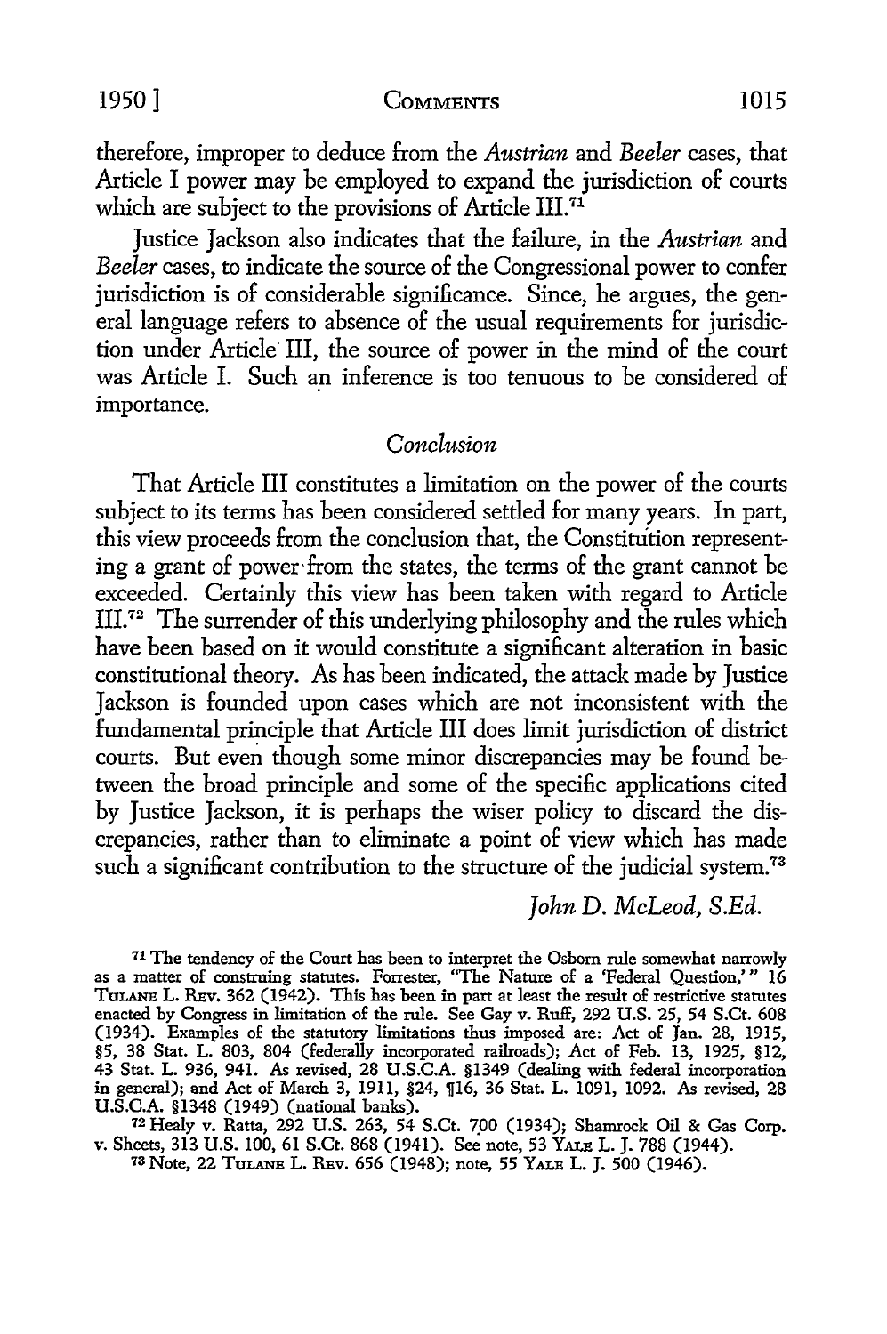therefore, improper to deduce from the *Austrian* and *Beeler* cases, that Article I power may be employed to expand the jurisdiction of courts which are subject to the provisions of Article III.[71]

Justice Jackson also indicates that the failure, in the *Austrian* and *Beeler* cases, to indicate the source of the Congressional power to confer jurisdiction is of considerable significance. Since, he argues, the general language refers to absence of the usual requirements for jurisdiction under Article III, the source of power in the mind of the court was Article I. Such an inference is too tenuous to be considered of importance.

### *Conclusion*

That Article III constitutes a limitation on the power of the courts subject to its terms has been considered settled for many years. In part, this view proceeds from the conclusion that, the Constitution representing a grant of power from the states, the terms of the grant cannot be exceeded. Certainly this view has been taken with regard to Article III.[72] The surrender of this underlying philosophy and the rules which have been based on it would constitute a significant alteration in basic constitutional theory. As has been indicated, the attack made by Justice Jackson is founded upon cases which are not inconsistent with the fundamental principle that Article III does limit jurisdiction of district courts. But even though some minor discrepancies may be found between the broad principle and some of the specific applications cited by Justice Jackson, it is perhaps the wiser policy to discard the discrepancies, rather than to eliminate a point of view which has made such a significant contribution to the structure of the judicial system.[73]

*John D. McLeod, S.Ed.*

[71] The tendency of the Court has been to interpret the Osborn rule somewhat narrowly as a matter of construing statutes. Forrester, "The Nature of a 'Federal Question,'" 16 TULANE L. REV. 362 (1942). This has been in part at least the result of restrictive statutes enacted by Congress in limitation of the rule. See Gay v. Ruff, 292 U.S. 25, 54 S.Ct. 608 (1934). Examples of the statutory limitations thus imposed are: Act of Jan. 28, 1915, §5, 38 Stat. L. 803, 804 (federally incorporated railroads); Act of Feb. 13, 1925, §12, 43 Stat. L. 936, 941. As revised, 28 U.S.C.A. §1349 (dealing with federal incorporation in general); and Act of March 3, 1911, §24, ¶16, 36 Stat. L. 1091, 1092. As revised, 28 U.S.C.A. §1348 (1949) (national banks).

[72] Healy v. Ratta, 292 U.S. 263, 54 S.Ct. 700 (1934); Shamrock Oil & Gas Corp. v. Sheets, 313 U.S. 100, 61 S.Ct. 868 (1941). See note, 53 YALE L. J. 788 (1944).

[73] Note, 22 TULANE L. REV. 656 (1948); note, 55 YALE L. J. 500 (1946).